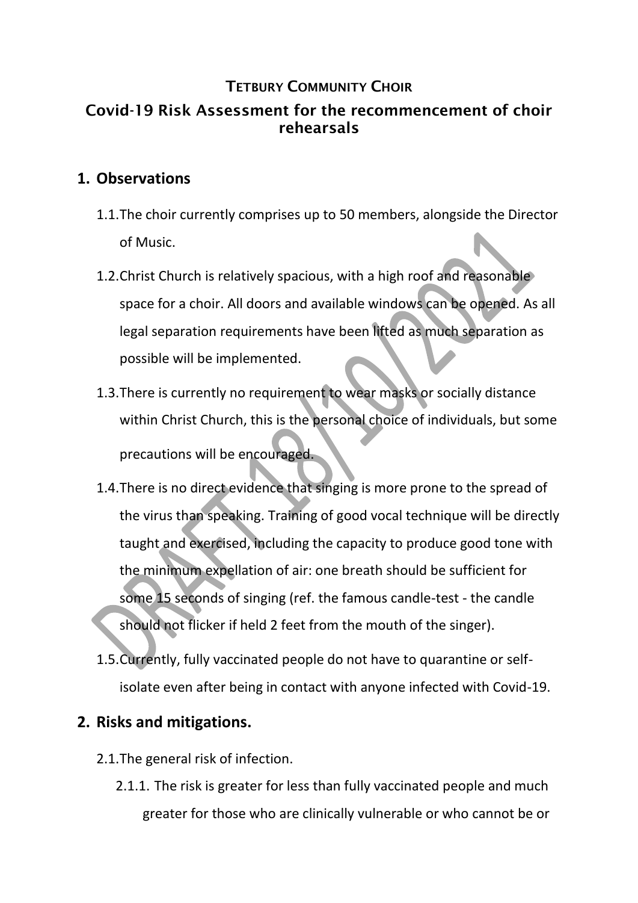**TETBURY COMMUNITY CHOIR**

## Covid-19 Risk Assessment for the recommencement of choir rehearsals

## 1. Observations

1.1. The choir currently comprises up to 50 members, alongside the Director of Music.

1.2. Christ Church is relatively spacious, with a high roof and reasonable space for a choir. All doors and available windows can be opened. As all legal separation requirements have been lifted as much separation as possible will be implemented.

1.3. There is currently no requirement to wear masks or socially distance within Christ Church, this is the personal choice of individuals, but some precautions will be encouraged.

1.4. There is no direct evidence that singing is more prone to the spread of the virus than speaking. Training of good vocal technique will be directly taught and exercised, including the capacity to produce good tone with the minimum expellation of air: one breath should be sufficient for some 15 seconds of singing (ref. the famous candle-test - the candle should not flicker if held 2 feet from the mouth of the singer).

1.5. Currently, fully vaccinated people do not have to quarantine or self-isolate even after being in contact with anyone infected with Covid-19.

## 2. Risks and mitigations.

2.1. The general risk of infection.

2.1.1. The risk is greater for less than fully vaccinated people and much greater for those who are clinically vulnerable or who cannot be or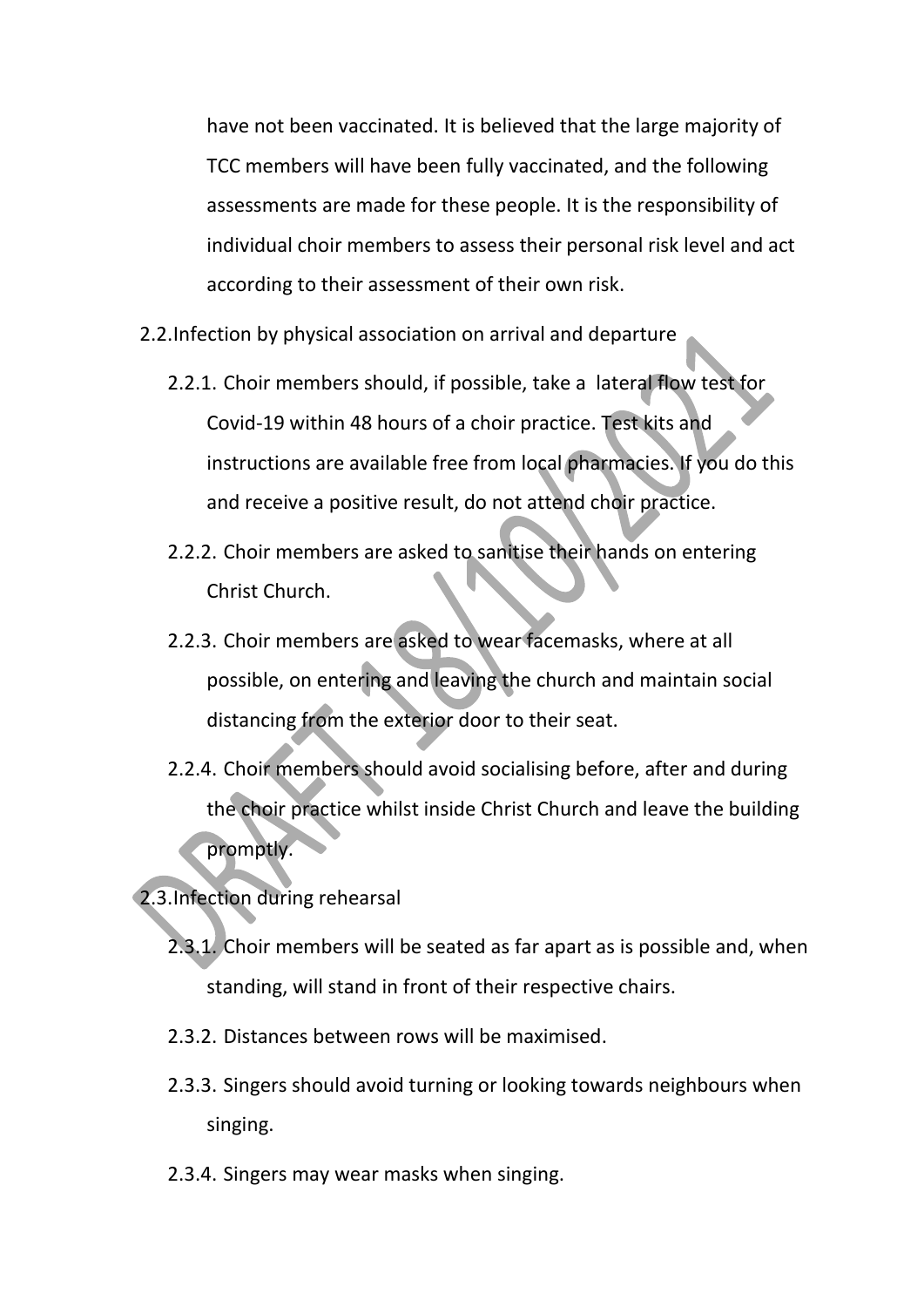have not been vaccinated. It is believed that the large majority of TCC members will have been fully vaccinated, and the following assessments are made for these people. It is the responsibility of individual choir members to assess their personal risk level and act according to their assessment of their own risk.

2.2. Infection by physical association on arrival and departure

2.2.1. Choir members should, if possible, take a lateral flow test for Covid-19 within 48 hours of a choir practice. Test kits and instructions are available free from local pharmacies. If you do this and receive a positive result, do not attend choir practice.

2.2.2. Choir members are asked to sanitise their hands on entering Christ Church.

2.2.3. Choir members are asked to wear facemasks, where at all possible, on entering and leaving the church and maintain social distancing from the exterior door to their seat.

2.2.4. Choir members should avoid socialising before, after and during the choir practice whilst inside Christ Church and leave the building promptly.

2.3. Infection during rehearsal

2.3.1. Choir members will be seated as far apart as is possible and, when standing, will stand in front of their respective chairs.

2.3.2. Distances between rows will be maximised.

2.3.3. Singers should avoid turning or looking towards neighbours when singing.

2.3.4. Singers may wear masks when singing.

DRAFT 18/10/2021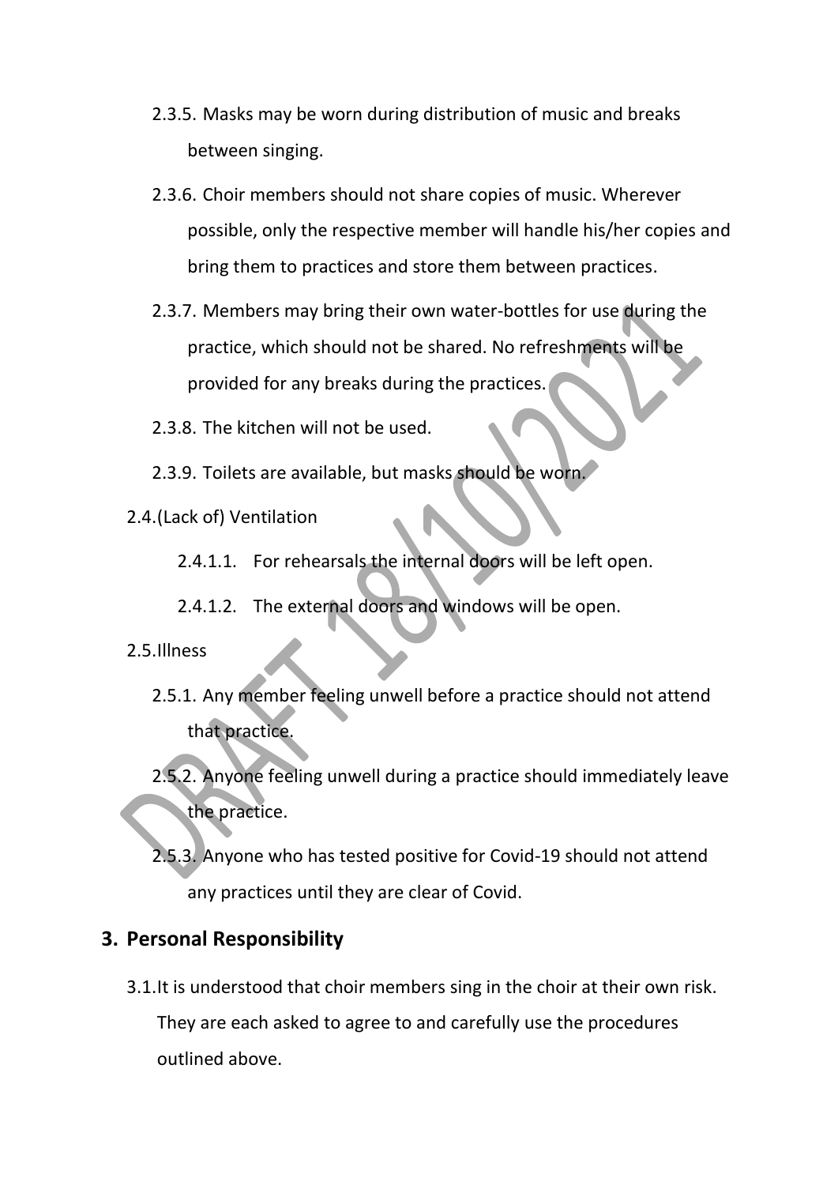2.3.5. Masks may be worn during distribution of music and breaks between singing.

2.3.6. Choir members should not share copies of music. Wherever possible, only the respective member will handle his/her copies and bring them to practices and store them between practices.

2.3.7. Members may bring their own water-bottles for use during the practice, which should not be shared. No refreshments will be provided for any breaks during the practices.

2.3.8. The kitchen will not be used.

2.3.9. Toilets are available, but masks should be worn.

2.4. (Lack of) Ventilation

2.4.1.1. For rehearsals the internal doors will be left open.

2.4.1.2. The external doors and windows will be open.

2.5. Illness

2.5.1. Any member feeling unwell before a practice should not attend that practice.

2.5.2. Anyone feeling unwell during a practice should immediately leave the practice.

2.5.3. Anyone who has tested positive for Covid-19 should not attend any practices until they are clear of Covid.

## 3. Personal Responsibility

3.1. It is understood that choir members sing in the choir at their own risk. They are each asked to agree to and carefully use the procedures outlined above.

DRAFT 18/10/2021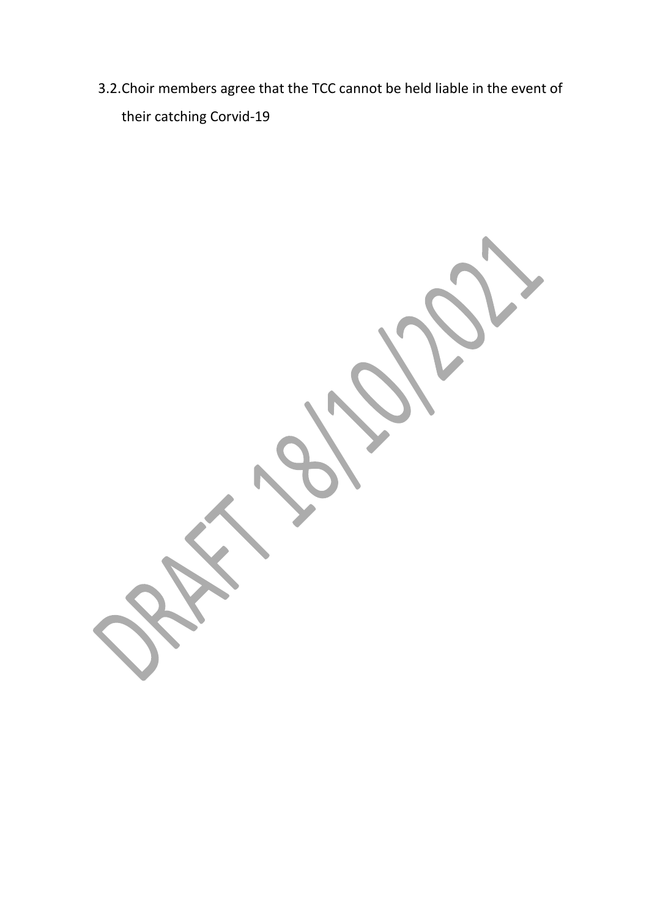3.2. Choir members agree that the TCC cannot be held liable in the event of their catching Corvid-19

DRAFT 18/10/2021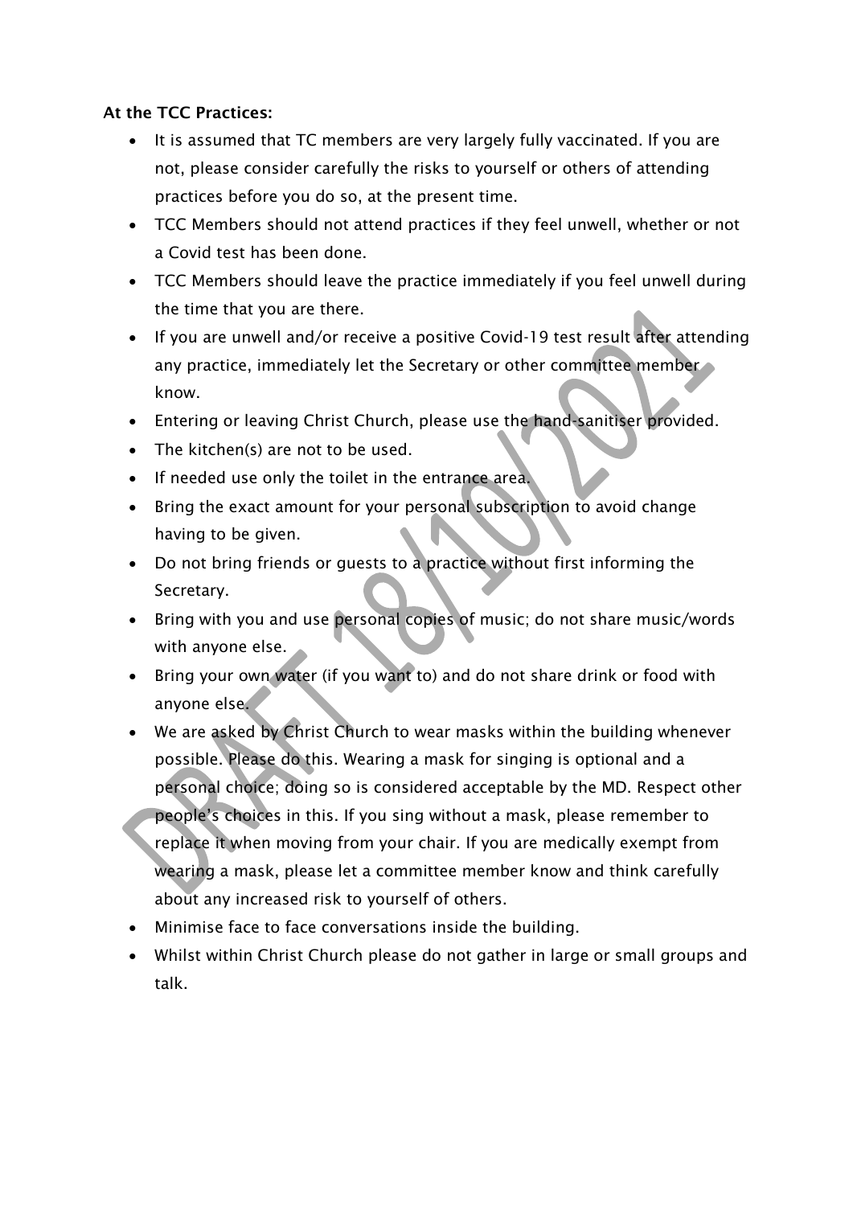**At the TCC Practices:**

- It is assumed that TC members are very largely fully vaccinated. If you are not, please consider carefully the risks to yourself or others of attending practices before you do so, at the present time.
- TCC Members should not attend practices if they feel unwell, whether or not a Covid test has been done.
- TCC Members should leave the practice immediately if you feel unwell during the time that you are there.
- If you are unwell and/or receive a positive Covid-19 test result after attending any practice, immediately let the Secretary or other committee member know.
- Entering or leaving Christ Church, please use the hand-sanitiser provided.
- The kitchen(s) are not to be used.
- If needed use only the toilet in the entrance area.
- Bring the exact amount for your personal subscription to avoid change having to be given.
- Do not bring friends or guests to a practice without first informing the Secretary.
- Bring with you and use personal copies of music; do not share music/words with anyone else.
- Bring your own water (if you want to) and do not share drink or food with anyone else.
- We are asked by Christ Church to wear masks within the building whenever possible. Please do this. Wearing a mask for singing is optional and a personal choice; doing so is considered acceptable by the MD. Respect other people's choices in this. If you sing without a mask, please remember to replace it when moving from your chair. If you are medically exempt from wearing a mask, please let a committee member know and think carefully about any increased risk to yourself of others.
- Minimise face to face conversations inside the building.
- Whilst within Christ Church please do not gather in large or small groups and talk.

DRAFT 18/10/2021